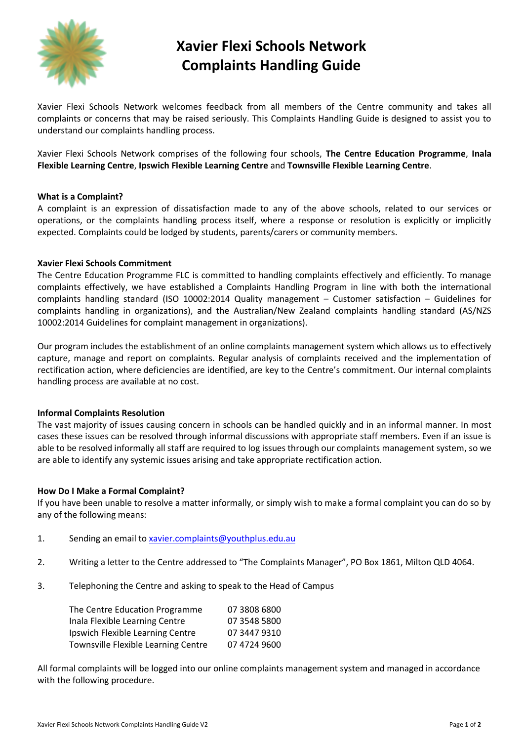# Xavier Flexi Schools Network Complaints Handling Guide

Xavier Flexi Schools Network welcomes feedback from all members of the Centre community and takes all complaints or concerns that may be raised seriously. This Complaints Handling Guide is designed to assist you to understand our complaints handling process.

Xavier Flexi Schools Network comprises of the following four schools, **The Centre Education Programme**, **Inala Flexible Learning Centre**, **Ipswich Flexible Learning Centre** and **Townsville Flexible Learning Centre**.

**What is a Complaint?**

A complaint is an expression of dissatisfaction made to any of the above schools, related to our services or operations, or the complaints handling process itself, where a response or resolution is explicitly or implicitly expected. Complaints could be lodged by students, parents/carers or community members.

**Xavier Flexi Schools Commitment**

The Centre Education Programme FLC is committed to handling complaints effectively and efficiently. To manage complaints effectively, we have established a Complaints Handling Program in line with both the international complaints handling standard (ISO 10002:2014 Quality management – Customer satisfaction – Guidelines for complaints handling in organizations), and the Australian/New Zealand complaints handling standard (AS/NZS 10002:2014 Guidelines for complaint management in organizations).

Our program includes the establishment of an online complaints management system which allows us to effectively capture, manage and report on complaints. Regular analysis of complaints received and the implementation of rectification action, where deficiencies are identified, are key to the Centre's commitment. Our internal complaints handling process are available at no cost.

**Informal Complaints Resolution**

The vast majority of issues causing concern in schools can be handled quickly and in an informal manner. In most cases these issues can be resolved through informal discussions with appropriate staff members. Even if an issue is able to be resolved informally all staff are required to log issues through our complaints management system, so we are able to identify any systemic issues arising and take appropriate rectification action.

**How Do I Make a Formal Complaint?**

If you have been unable to resolve a matter informally, or simply wish to make a formal complaint you can do so by any of the following means:

1. Sending an email to xavier.complaints@youthplus.edu.au
2. Writing a letter to the Centre addressed to "The Complaints Manager", PO Box 1861, Milton QLD 4064.
3. Telephoning the Centre and asking to speak to the Head of Campus

| | |
|---|---|
| The Centre Education Programme | 07 3808 6800 |
| Inala Flexible Learning Centre | 07 3548 5800 |
| Ipswich Flexible Learning Centre | 07 3447 9310 |
| Townsville Flexible Learning Centre | 07 4724 9600 |

All formal complaints will be logged into our online complaints management system and managed in accordance with the following procedure.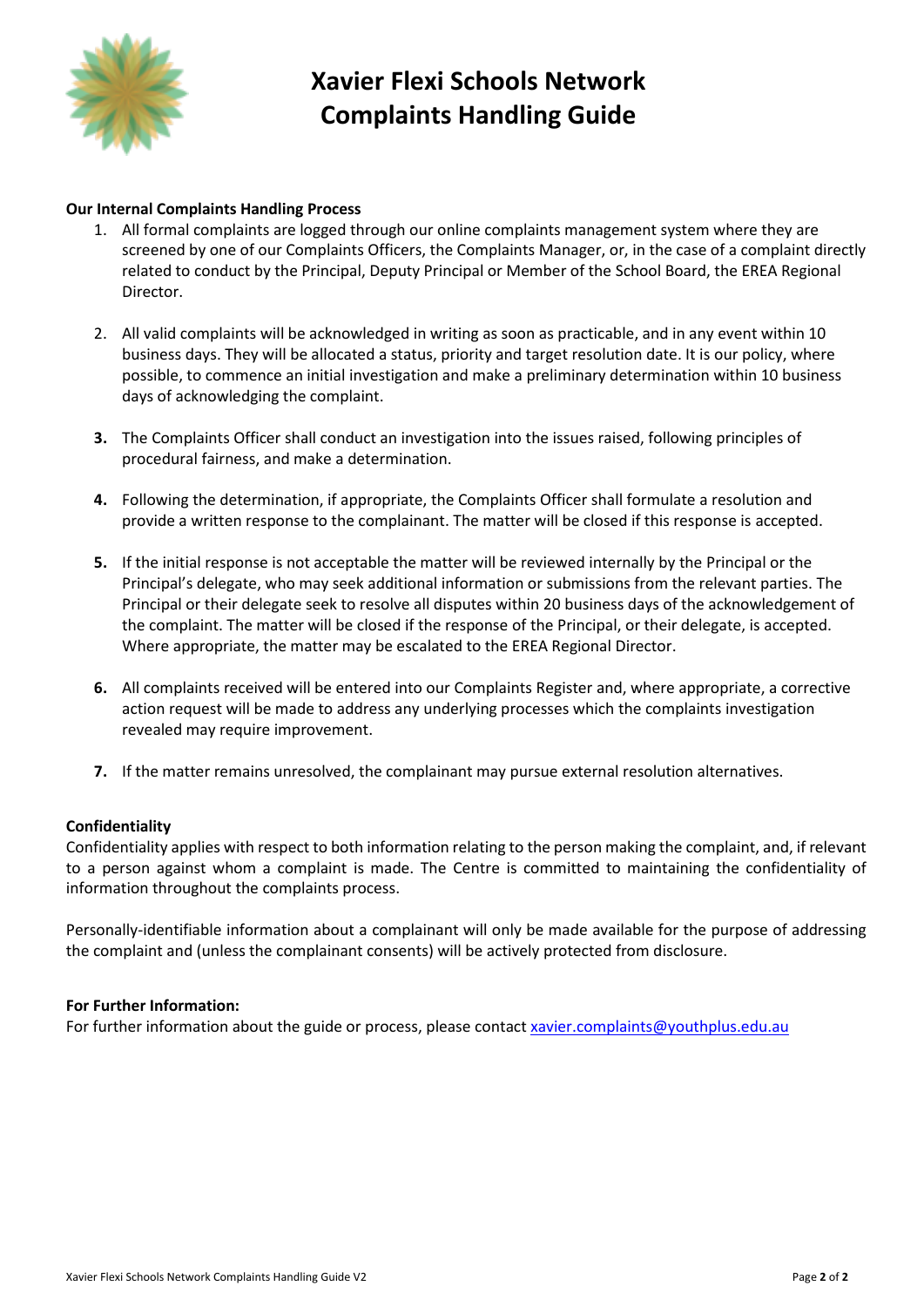# Xavier Flexi Schools Network
# Complaints Handling Guide

**Our Internal Complaints Handling Process**

1. All formal complaints are logged through our online complaints management system where they are screened by one of our Complaints Officers, the Complaints Manager, or, in the case of a complaint directly related to conduct by the Principal, Deputy Principal or Member of the School Board, the EREA Regional Director.

2. All valid complaints will be acknowledged in writing as soon as practicable, and in any event within 10 business days. They will be allocated a status, priority and target resolution date. It is our policy, where possible, to commence an initial investigation and make a preliminary determination within 10 business days of acknowledging the complaint.

3. The Complaints Officer shall conduct an investigation into the issues raised, following principles of procedural fairness, and make a determination.

4. Following the determination, if appropriate, the Complaints Officer shall formulate a resolution and provide a written response to the complainant. The matter will be closed if this response is accepted.

5. If the initial response is not acceptable the matter will be reviewed internally by the Principal or the Principal's delegate, who may seek additional information or submissions from the relevant parties. The Principal or their delegate seek to resolve all disputes within 20 business days of the acknowledgement of the complaint. The matter will be closed if the response of the Principal, or their delegate, is accepted. Where appropriate, the matter may be escalated to the EREA Regional Director.

6. All complaints received will be entered into our Complaints Register and, where appropriate, a corrective action request will be made to address any underlying processes which the complaints investigation revealed may require improvement.

7. If the matter remains unresolved, the complainant may pursue external resolution alternatives.

**Confidentiality**

Confidentiality applies with respect to both information relating to the person making the complaint, and, if relevant to a person against whom a complaint is made. The Centre is committed to maintaining the confidentiality of information throughout the complaints process.

Personally-identifiable information about a complainant will only be made available for the purpose of addressing the complaint and (unless the complainant consents) will be actively protected from disclosure.

**For Further Information:**

For further information about the guide or process, please contact xavier.complaints@youthplus.edu.au